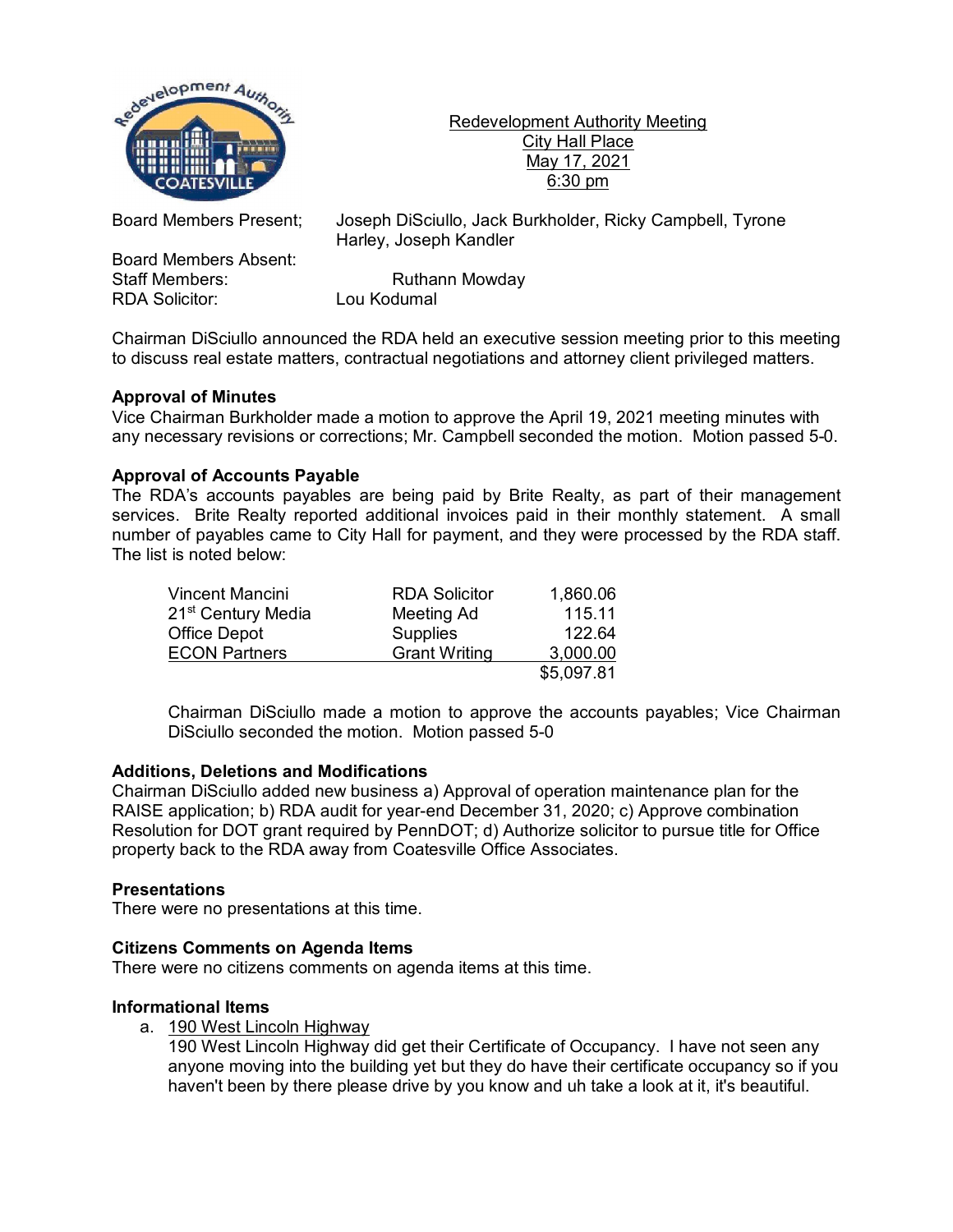Redevelopment Authority Meeting
City Hall Place
May 17, 2021
6:30 pm

Board Members Present; Joseph DiSciullo, Jack Burkholder, Ricky Campbell, Tyrone Harley, Joseph Kandler

Board Members Absent:

Staff Members: Ruthann Mowday

RDA Solicitor: Lou Kodumal

Chairman DiSciullo announced the RDA held an executive session meeting prior to this meeting to discuss real estate matters, contractual negotiations and attorney client privileged matters.

**Approval of Minutes**

Vice Chairman Burkholder made a motion to approve the April 19, 2021 meeting minutes with any necessary revisions or corrections; Mr. Campbell seconded the motion. Motion passed 5-0.

**Approval of Accounts Payable**

The RDA's accounts payables are being paid by Brite Realty, as part of their management services. Brite Realty reported additional invoices paid in their monthly statement. A small number of payables came to City Hall for payment, and they were processed by the RDA staff. The list is noted below:

| | | |
|---|---|---:|
| Vincent Mancini | RDA Solicitor | 1,860.06 |
| 21st Century Media | Meeting Ad | 115.11 |
| Office Depot | Supplies | 122.64 |
| ECON Partners | Grant Writing | 3,000.00 |
| | | $5,097.81 |

Chairman DiSciullo made a motion to approve the accounts payables; Vice Chairman DiSciullo seconded the motion. Motion passed 5-0

**Additions, Deletions and Modifications**

Chairman DiSciullo added new business a) Approval of operation maintenance plan for the RAISE application; b) RDA audit for year-end December 31, 2020; c) Approve combination Resolution for DOT grant required by PennDOT; d) Authorize solicitor to pursue title for Office property back to the RDA away from Coatesville Office Associates.

**Presentations**

There were no presentations at this time.

**Citizens Comments on Agenda Items**

There were no citizens comments on agenda items at this time.

**Informational Items**

a. 190 West Lincoln Highway

   190 West Lincoln Highway did get their Certificate of Occupancy. I have not seen any anyone moving into the building yet but they do have their certificate occupancy so if you haven't been by there please drive by you know and uh take a look at it, it's beautiful.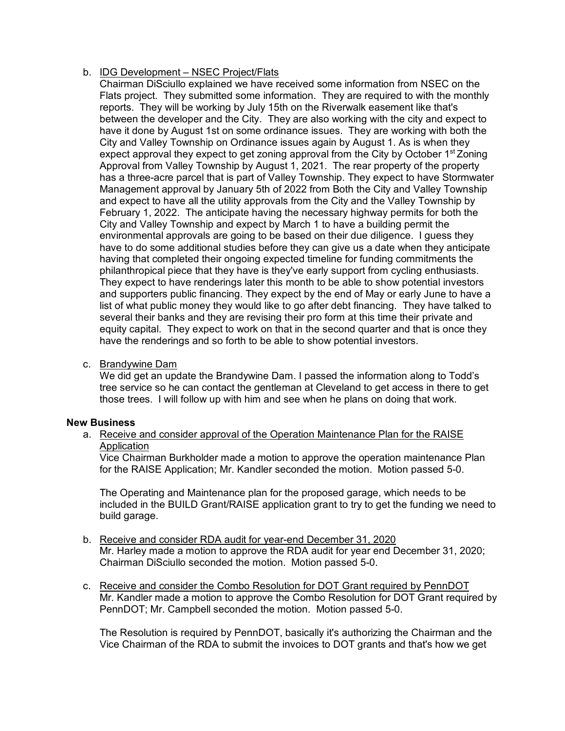b. IDG Development – NSEC Project/Flats

   Chairman DiSciullo explained we have received some information from NSEC on the Flats project. They submitted some information. They are required to with the monthly reports. They will be working by July 15th on the Riverwalk easement like that's between the developer and the City. They are also working with the city and expect to have it done by August 1st on some ordinance issues. They are working with both the City and Valley Township on Ordinance issues again by August 1. As is when they expect approval they expect to get zoning approval from the City by October 1st Zoning Approval from Valley Township by August 1, 2021. The rear property of the property has a three-acre parcel that is part of Valley Township. They expect to have Stormwater Management approval by January 5th of 2022 from Both the City and Valley Township and expect to have all the utility approvals from the City and the Valley Township by February 1, 2022. The anticipate having the necessary highway permits for both the City and Valley Township and expect by March 1 to have a building permit the environmental approvals are going to be based on their due diligence. I guess they have to do some additional studies before they can give us a date when they anticipate having that completed their ongoing expected timeline for funding commitments the philanthropical piece that they have is they've early support from cycling enthusiasts. They expect to have renderings later this month to be able to show potential investors and supporters public financing. They expect by the end of May or early June to have a list of what public money they would like to go after debt financing. They have talked to several their banks and they are revising their pro form at this time their private and equity capital. They expect to work on that in the second quarter and that is once they have the renderings and so forth to be able to show potential investors.

c. Brandywine Dam

   We did get an update the Brandywine Dam. I passed the information along to Todd's tree service so he can contact the gentleman at Cleveland to get access in there to get those trees. I will follow up with him and see when he plans on doing that work.

**New Business**

a. Receive and consider approval of the Operation Maintenance Plan for the RAISE Application

   Vice Chairman Burkholder made a motion to approve the operation maintenance Plan for the RAISE Application; Mr. Kandler seconded the motion. Motion passed 5-0.

   The Operating and Maintenance plan for the proposed garage, which needs to be included in the BUILD Grant/RAISE application grant to try to get the funding we need to build garage.

b. Receive and consider RDA audit for year-end December 31, 2020

   Mr. Harley made a motion to approve the RDA audit for year end December 31, 2020; Chairman DiSciullo seconded the motion. Motion passed 5-0.

c. Receive and consider the Combo Resolution for DOT Grant required by PennDOT

   Mr. Kandler made a motion to approve the Combo Resolution for DOT Grant required by PennDOT; Mr. Campbell seconded the motion. Motion passed 5-0.

   The Resolution is required by PennDOT, basically it's authorizing the Chairman and the Vice Chairman of the RDA to submit the invoices to DOT grants and that's how we get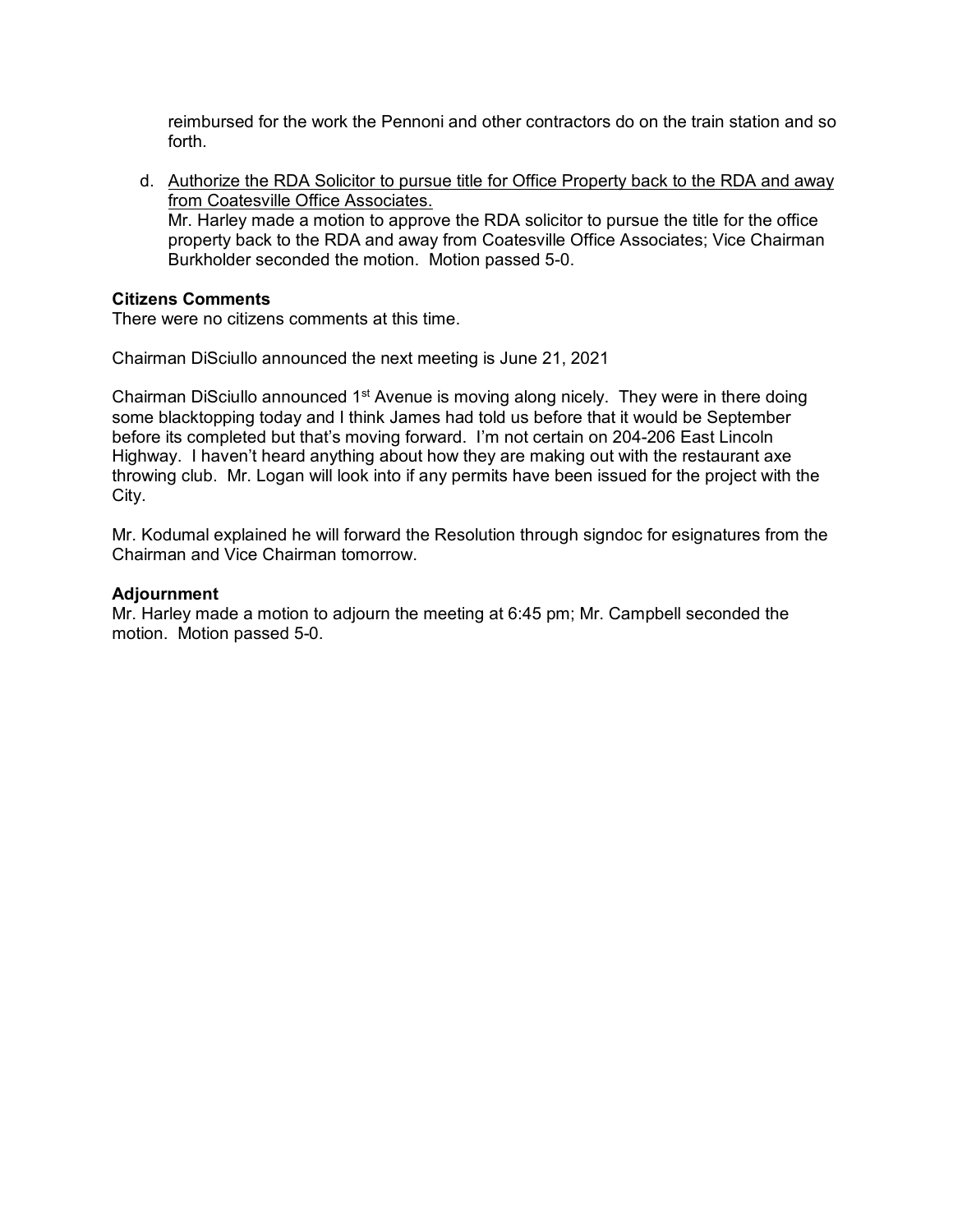reimbursed for the work the Pennoni and other contractors do on the train station and so forth.

d. <u>Authorize the RDA Solicitor to pursue title for Office Property back to the RDA and away from Coatesville Office Associates.</u>
   Mr. Harley made a motion to approve the RDA solicitor to pursue the title for the office property back to the RDA and away from Coatesville Office Associates; Vice Chairman Burkholder seconded the motion. Motion passed 5-0.

**Citizens Comments**
There were no citizens comments at this time.

Chairman DiSciullo announced the next meeting is June 21, 2021

Chairman DiSciullo announced 1st Avenue is moving along nicely. They were in there doing some blacktopping today and I think James had told us before that it would be September before its completed but that's moving forward. I'm not certain on 204-206 East Lincoln Highway. I haven't heard anything about how they are making out with the restaurant axe throwing club. Mr. Logan will look into if any permits have been issued for the project with the City.

Mr. Kodumal explained he will forward the Resolution through signdoc for esignatures from the Chairman and Vice Chairman tomorrow.

**Adjournment**
Mr. Harley made a motion to adjourn the meeting at 6:45 pm; Mr. Campbell seconded the motion. Motion passed 5-0.